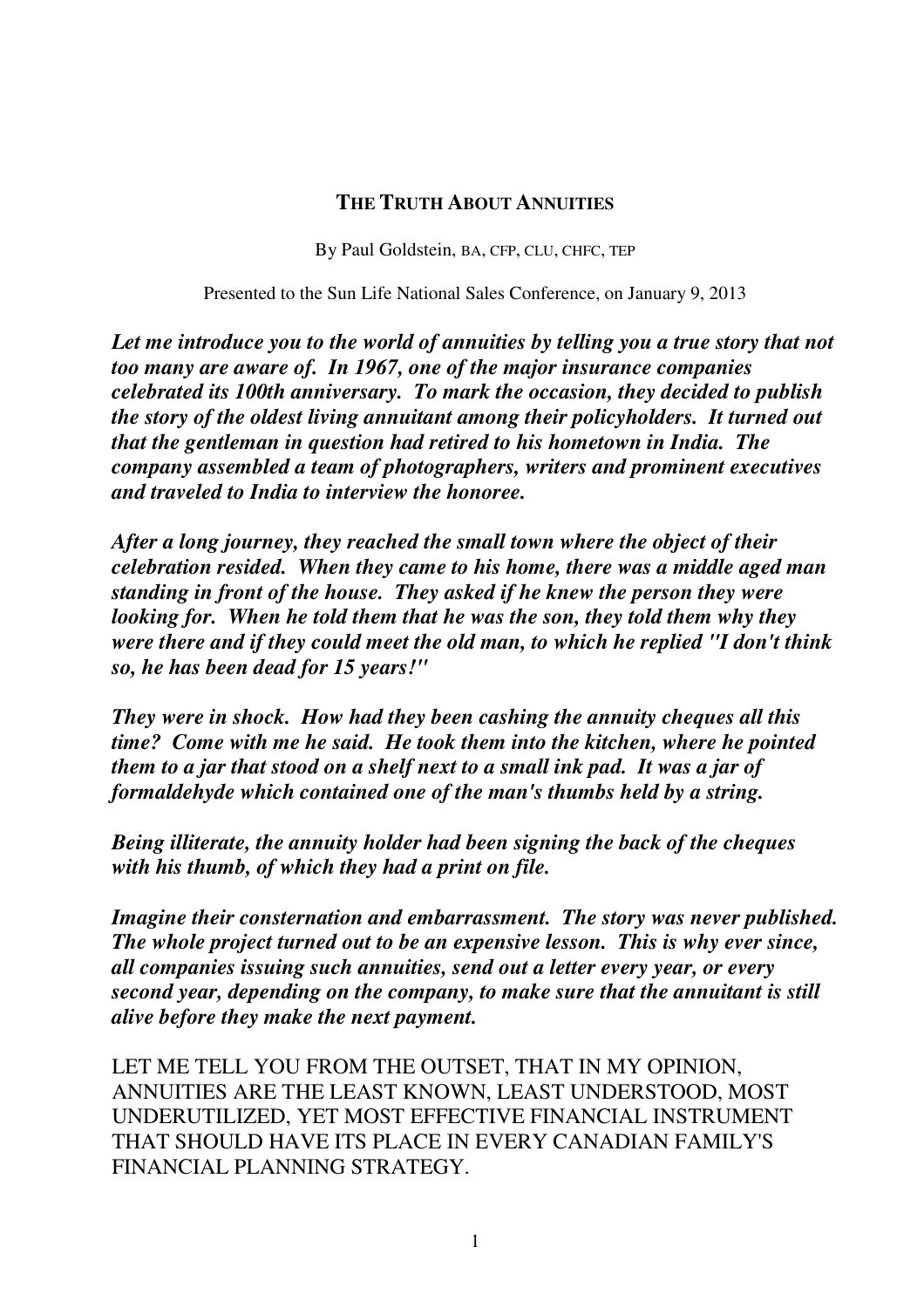# THE TRUTH ABOUT ANNUITIES

By Paul Goldstein, BA, CFP, CLU, CHFC, TEP

Presented to the Sun Life National Sales Conference, on January 9, 2013

***Let me introduce you to the world of annuities by telling you a true story that not too many are aware of. In 1967, one of the major insurance companies celebrated its 100th anniversary. To mark the occasion, they decided to publish the story of the oldest living annuitant among their policyholders. It turned out that the gentleman in question had retired to his hometown in India. The company assembled a team of photographers, writers and prominent executives and traveled to India to interview the honoree.***

***After a long journey, they reached the small town where the object of their celebration resided. When they came to his home, there was a middle aged man standing in front of the house. They asked if he knew the person they were looking for. When he told them that he was the son, they told them why they were there and if they could meet the old man, to which he replied "I don't think so, he has been dead for 15 years!"***

***They were in shock. How had they been cashing the annuity cheques all this time? Come with me he said. He took them into the kitchen, where he pointed them to a jar that stood on a shelf next to a small ink pad. It was a jar of formaldehyde which contained one of the man's thumbs held by a string.***

***Being illiterate, the annuity holder had been signing the back of the cheques with his thumb, of which they had a print on file.***

***Imagine their consternation and embarrassment. The story was never published. The whole project turned out to be an expensive lesson. This is why ever since, all companies issuing such annuities, send out a letter every year, or every second year, depending on the company, to make sure that the annuitant is still alive before they make the next payment.***

LET ME TELL YOU FROM THE OUTSET, THAT IN MY OPINION, ANNUITIES ARE THE LEAST KNOWN, LEAST UNDERSTOOD, MOST UNDERUTILIZED, YET MOST EFFECTIVE FINANCIAL INSTRUMENT THAT SHOULD HAVE ITS PLACE IN EVERY CANADIAN FAMILY'S FINANCIAL PLANNING STRATEGY.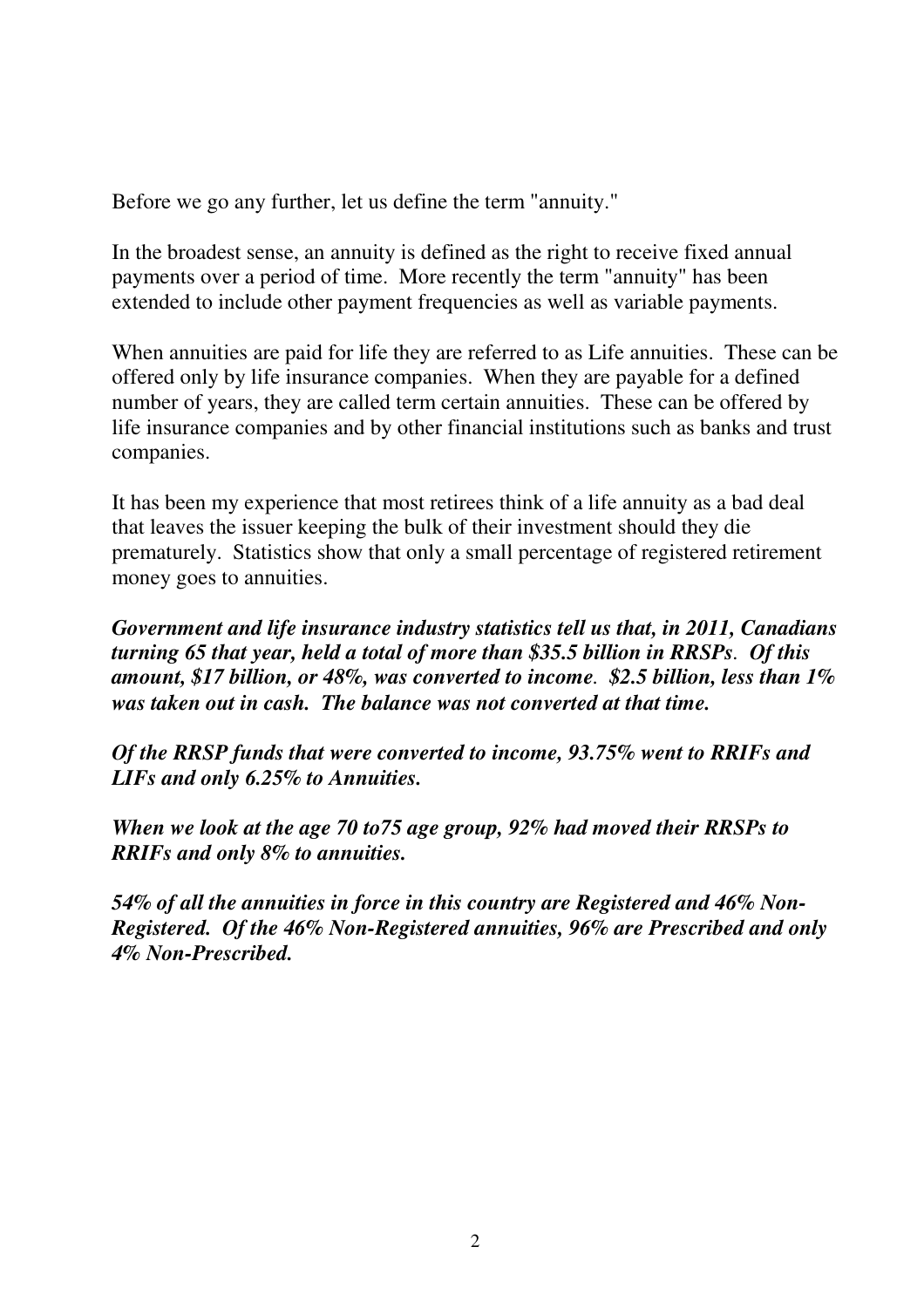Before we go any further, let us define the term "annuity."

In the broadest sense, an annuity is defined as the right to receive fixed annual payments over a period of time. More recently the term "annuity" has been extended to include other payment frequencies as well as variable payments.

When annuities are paid for life they are referred to as Life annuities. These can be offered only by life insurance companies. When they are payable for a defined number of years, they are called term certain annuities. These can be offered by life insurance companies and by other financial institutions such as banks and trust companies.

It has been my experience that most retirees think of a life annuity as a bad deal that leaves the issuer keeping the bulk of their investment should they die prematurely. Statistics show that only a small percentage of registered retirement money goes to annuities.

***Government and life insurance industry statistics tell us that, in 2011, Canadians turning 65 that year, held a total of more than $35.5 billion in RRSPs. Of this amount, $17 billion, or 48%, was converted to income. $2.5 billion, less than 1% was taken out in cash. The balance was not converted at that time.***

***Of the RRSP funds that were converted to income, 93.75% went to RRIFs and LIFs and only 6.25% to Annuities.***

***When we look at the age 70 to75 age group, 92% had moved their RRSPs to RRIFs and only 8% to annuities.***

***54% of all the annuities in force in this country are Registered and 46% Non-Registered. Of the 46% Non-Registered annuities, 96% are Prescribed and only 4% Non-Prescribed.***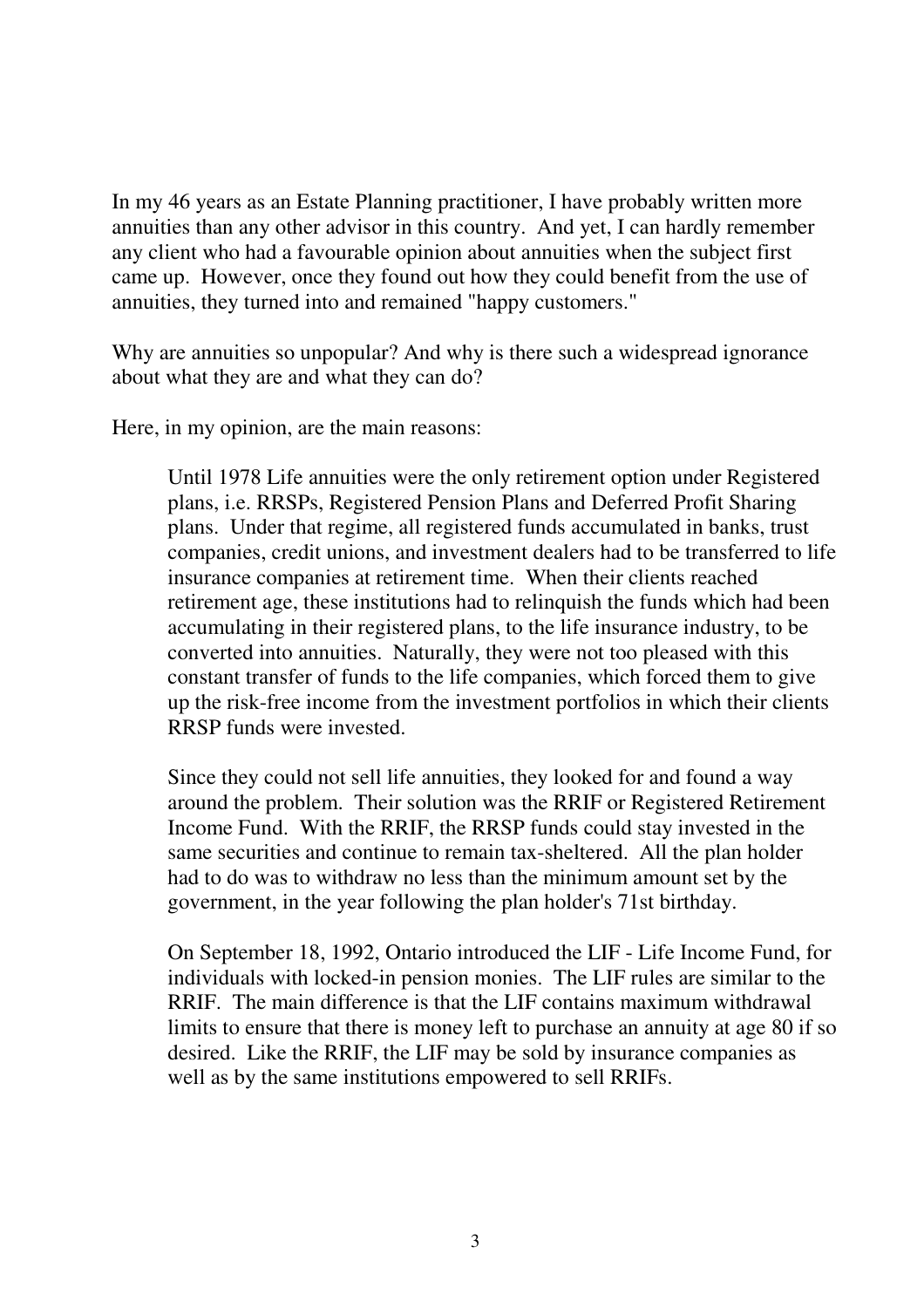In my 46 years as an Estate Planning practitioner, I have probably written more annuities than any other advisor in this country. And yet, I can hardly remember any client who had a favourable opinion about annuities when the subject first came up. However, once they found out how they could benefit from the use of annuities, they turned into and remained "happy customers."

Why are annuities so unpopular? And why is there such a widespread ignorance about what they are and what they can do?

Here, in my opinion, are the main reasons:

> Until 1978 Life annuities were the only retirement option under Registered plans, i.e. RRSPs, Registered Pension Plans and Deferred Profit Sharing plans. Under that regime, all registered funds accumulated in banks, trust companies, credit unions, and investment dealers had to be transferred to life insurance companies at retirement time. When their clients reached retirement age, these institutions had to relinquish the funds which had been accumulating in their registered plans, to the life insurance industry, to be converted into annuities. Naturally, they were not too pleased with this constant transfer of funds to the life companies, which forced them to give up the risk-free income from the investment portfolios in which their clients RRSP funds were invested.
>
> Since they could not sell life annuities, they looked for and found a way around the problem. Their solution was the RRIF or Registered Retirement Income Fund. With the RRIF, the RRSP funds could stay invested in the same securities and continue to remain tax-sheltered. All the plan holder had to do was to withdraw no less than the minimum amount set by the government, in the year following the plan holder's 71st birthday.
>
> On September 18, 1992, Ontario introduced the LIF - Life Income Fund, for individuals with locked-in pension monies. The LIF rules are similar to the RRIF. The main difference is that the LIF contains maximum withdrawal limits to ensure that there is money left to purchase an annuity at age 80 if so desired. Like the RRIF, the LIF may be sold by insurance companies as well as by the same institutions empowered to sell RRIFs.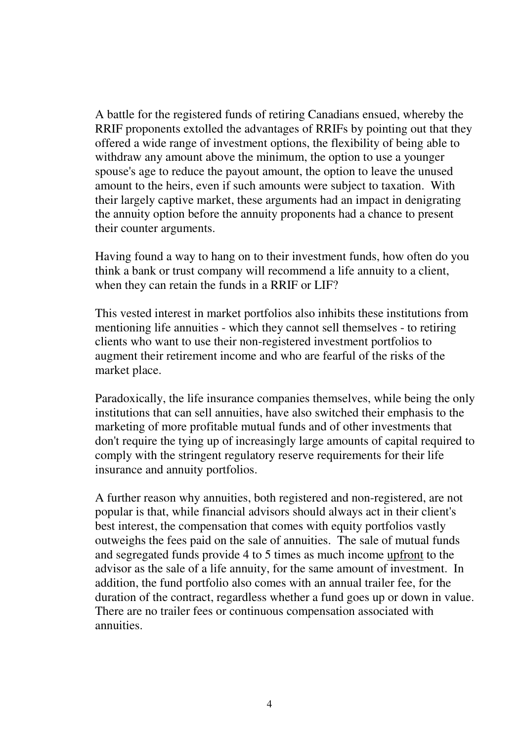A battle for the registered funds of retiring Canadians ensued, whereby the RRIF proponents extolled the advantages of RRIFs by pointing out that they offered a wide range of investment options, the flexibility of being able to withdraw any amount above the minimum, the option to use a younger spouse's age to reduce the payout amount, the option to leave the unused amount to the heirs, even if such amounts were subject to taxation. With their largely captive market, these arguments had an impact in denigrating the annuity option before the annuity proponents had a chance to present their counter arguments.

Having found a way to hang on to their investment funds, how often do you think a bank or trust company will recommend a life annuity to a client, when they can retain the funds in a RRIF or LIF?

This vested interest in market portfolios also inhibits these institutions from mentioning life annuities - which they cannot sell themselves - to retiring clients who want to use their non-registered investment portfolios to augment their retirement income and who are fearful of the risks of the market place.

Paradoxically, the life insurance companies themselves, while being the only institutions that can sell annuities, have also switched their emphasis to the marketing of more profitable mutual funds and of other investments that don't require the tying up of increasingly large amounts of capital required to comply with the stringent regulatory reserve requirements for their life insurance and annuity portfolios.

A further reason why annuities, both registered and non-registered, are not popular is that, while financial advisors should always act in their client's best interest, the compensation that comes with equity portfolios vastly outweighs the fees paid on the sale of annuities. The sale of mutual funds and segregated funds provide 4 to 5 times as much income <u>upfront</u> to the advisor as the sale of a life annuity, for the same amount of investment. In addition, the fund portfolio also comes with an annual trailer fee, for the duration of the contract, regardless whether a fund goes up or down in value. There are no trailer fees or continuous compensation associated with annuities.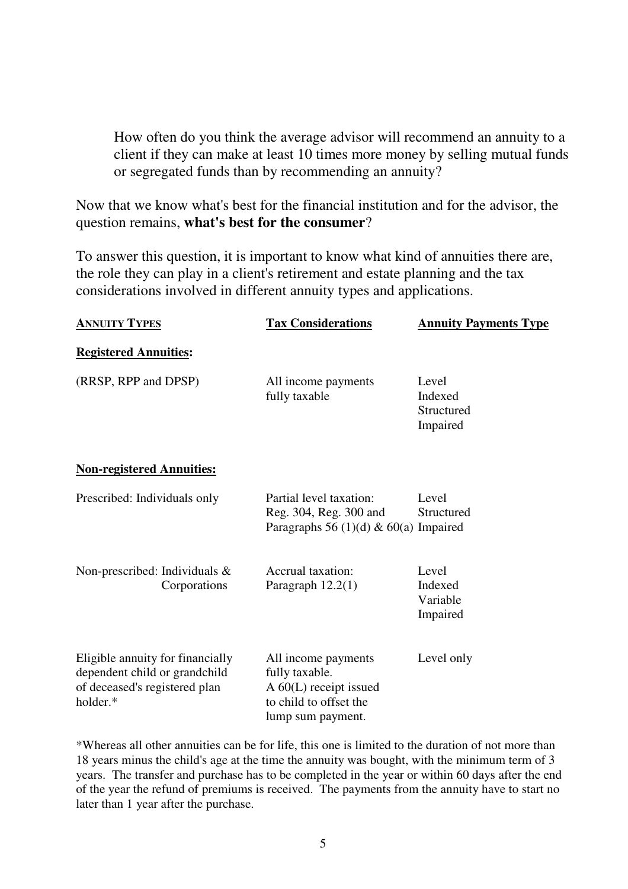> How often do you think the average advisor will recommend an annuity to a client if they can make at least 10 times more money by selling mutual funds or segregated funds than by recommending an annuity?

Now that we know what's best for the financial institution and for the advisor, the question remains, **what's best for the consumer**?

To answer this question, it is important to know what kind of annuities there are, the role they can play in a client's retirement and estate planning and the tax considerations involved in different annuity types and applications.

| ANNUITY TYPES | Tax Considerations | Annuity Payments Type |
|---|---|---|
| **Registered Annuities:** | | |
| (RRSP, RPP and DPSP) | All income payments fully taxable | Level<br>Indexed<br>Structured<br>Impaired |
| **Non-registered Annuities:** | | |
| Prescribed: Individuals only | Partial level taxation: Reg. 304, Reg. 300 and Paragraphs 56 (1)(d) & 60(a) | Level<br>Structured<br>Impaired |
| Non-prescribed: Individuals & Corporations | Accrual taxation: Paragraph 12.2(1) | Level<br>Indexed<br>Variable<br>Impaired |
| Eligible annuity for financially dependent child or grandchild of deceased's registered plan holder.* | All income payments fully taxable. A 60(L) receipt issued to child to offset the lump sum payment. | Level only |

*Whereas all other annuities can be for life, this one is limited to the duration of not more than 18 years minus the child's age at the time the annuity was bought, with the minimum term of 3 years. The transfer and purchase has to be completed in the year or within 60 days after the end of the year the refund of premiums is received. The payments from the annuity have to start no later than 1 year after the purchase.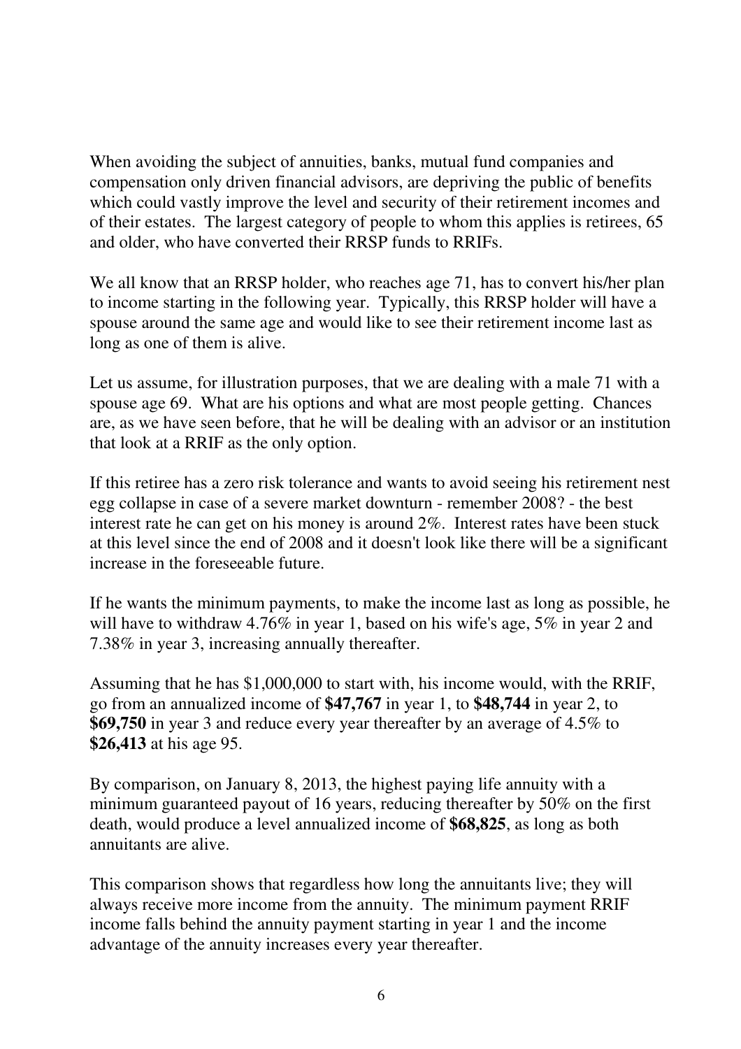When avoiding the subject of annuities, banks, mutual fund companies and compensation only driven financial advisors, are depriving the public of benefits which could vastly improve the level and security of their retirement incomes and of their estates. The largest category of people to whom this applies is retirees, 65 and older, who have converted their RRSP funds to RRIFs.

We all know that an RRSP holder, who reaches age 71, has to convert his/her plan to income starting in the following year. Typically, this RRSP holder will have a spouse around the same age and would like to see their retirement income last as long as one of them is alive.

Let us assume, for illustration purposes, that we are dealing with a male 71 with a spouse age 69. What are his options and what are most people getting. Chances are, as we have seen before, that he will be dealing with an advisor or an institution that look at a RRIF as the only option.

If this retiree has a zero risk tolerance and wants to avoid seeing his retirement nest egg collapse in case of a severe market downturn - remember 2008? - the best interest rate he can get on his money is around 2%. Interest rates have been stuck at this level since the end of 2008 and it doesn't look like there will be a significant increase in the foreseeable future.

If he wants the minimum payments, to make the income last as long as possible, he will have to withdraw 4.76% in year 1, based on his wife's age, 5% in year 2 and 7.38% in year 3, increasing annually thereafter.

Assuming that he has $1,000,000 to start with, his income would, with the RRIF, go from an annualized income of **$47,767** in year 1, to **$48,744** in year 2, to **$69,750** in year 3 and reduce every year thereafter by an average of 4.5% to **$26,413** at his age 95.

By comparison, on January 8, 2013, the highest paying life annuity with a minimum guaranteed payout of 16 years, reducing thereafter by 50% on the first death, would produce a level annualized income of **$68,825**, as long as both annuitants are alive.

This comparison shows that regardless how long the annuitants live; they will always receive more income from the annuity. The minimum payment RRIF income falls behind the annuity payment starting in year 1 and the income advantage of the annuity increases every year thereafter.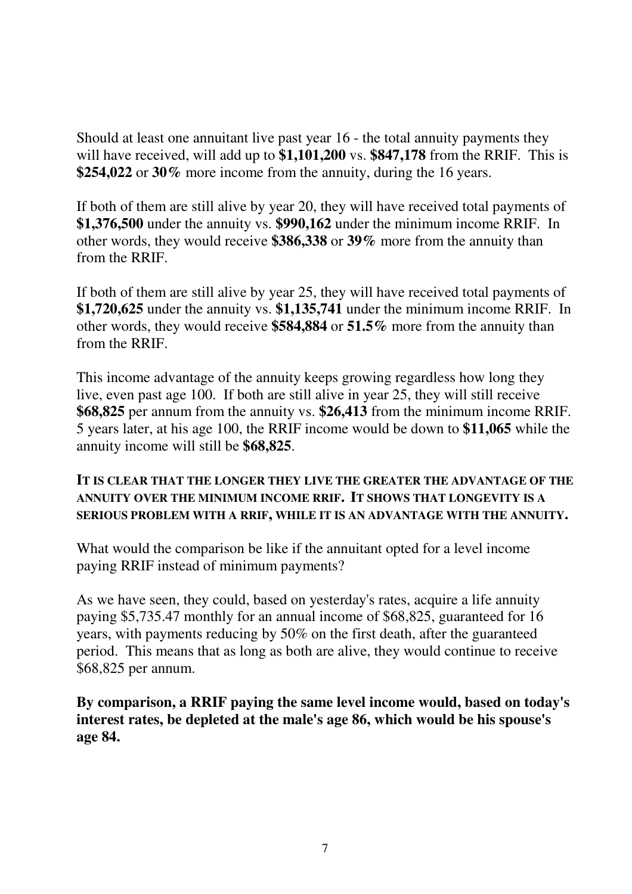Should at least one annuitant live past year 16 - the total annuity payments they will have received, will add up to **$1,101,200** vs. **$847,178** from the RRIF. This is **$254,022** or **30%** more income from the annuity, during the 16 years.

If both of them are still alive by year 20, they will have received total payments of **$1,376,500** under the annuity vs. **$990,162** under the minimum income RRIF. In other words, they would receive **$386,338** or **39%** more from the annuity than from the RRIF.

If both of them are still alive by year 25, they will have received total payments of **$1,720,625** under the annuity vs. **$1,135,741** under the minimum income RRIF. In other words, they would receive **$584,884** or **51.5%** more from the annuity than from the RRIF.

This income advantage of the annuity keeps growing regardless how long they live, even past age 100. If both are still alive in year 25, they will still receive **$68,825** per annum from the annuity vs. **$26,413** from the minimum income RRIF. 5 years later, at his age 100, the RRIF income would be down to **$11,065** while the annuity income will still be **$68,825**.

**IT IS CLEAR THAT THE LONGER THEY LIVE THE GREATER THE ADVANTAGE OF THE ANNUITY OVER THE MINIMUM INCOME RRIF. IT SHOWS THAT LONGEVITY IS A SERIOUS PROBLEM WITH A RRIF, WHILE IT IS AN ADVANTAGE WITH THE ANNUITY.**

What would the comparison be like if the annuitant opted for a level income paying RRIF instead of minimum payments?

As we have seen, they could, based on yesterday's rates, acquire a life annuity paying $5,735.47 monthly for an annual income of $68,825, guaranteed for 16 years, with payments reducing by 50% on the first death, after the guaranteed period. This means that as long as both are alive, they would continue to receive $68,825 per annum.

**By comparison, a RRIF paying the same level income would, based on today's interest rates, be depleted at the male's age 86, which would be his spouse's age 84.**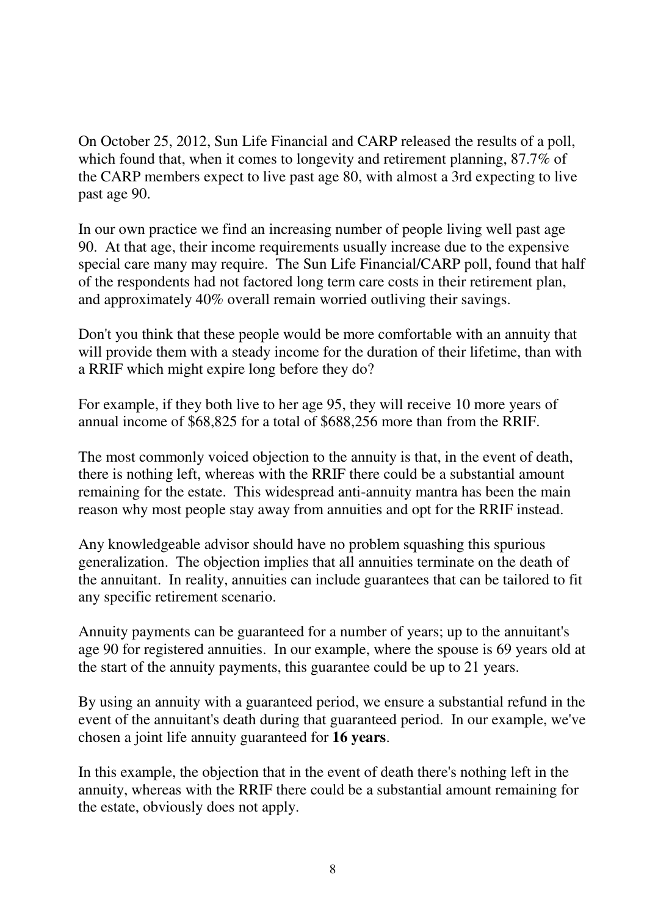On October 25, 2012, Sun Life Financial and CARP released the results of a poll, which found that, when it comes to longevity and retirement planning, 87.7% of the CARP members expect to live past age 80, with almost a 3rd expecting to live past age 90.

In our own practice we find an increasing number of people living well past age 90. At that age, their income requirements usually increase due to the expensive special care many may require. The Sun Life Financial/CARP poll, found that half of the respondents had not factored long term care costs in their retirement plan, and approximately 40% overall remain worried outliving their savings.

Don't you think that these people would be more comfortable with an annuity that will provide them with a steady income for the duration of their lifetime, than with a RRIF which might expire long before they do?

For example, if they both live to her age 95, they will receive 10 more years of annual income of $68,825 for a total of $688,256 more than from the RRIF.

The most commonly voiced objection to the annuity is that, in the event of death, there is nothing left, whereas with the RRIF there could be a substantial amount remaining for the estate. This widespread anti-annuity mantra has been the main reason why most people stay away from annuities and opt for the RRIF instead.

Any knowledgeable advisor should have no problem squashing this spurious generalization. The objection implies that all annuities terminate on the death of the annuitant. In reality, annuities can include guarantees that can be tailored to fit any specific retirement scenario.

Annuity payments can be guaranteed for a number of years; up to the annuitant's age 90 for registered annuities. In our example, where the spouse is 69 years old at the start of the annuity payments, this guarantee could be up to 21 years.

By using an annuity with a guaranteed period, we ensure a substantial refund in the event of the annuitant's death during that guaranteed period. In our example, we've chosen a joint life annuity guaranteed for **16 years**.

In this example, the objection that in the event of death there's nothing left in the annuity, whereas with the RRIF there could be a substantial amount remaining for the estate, obviously does not apply.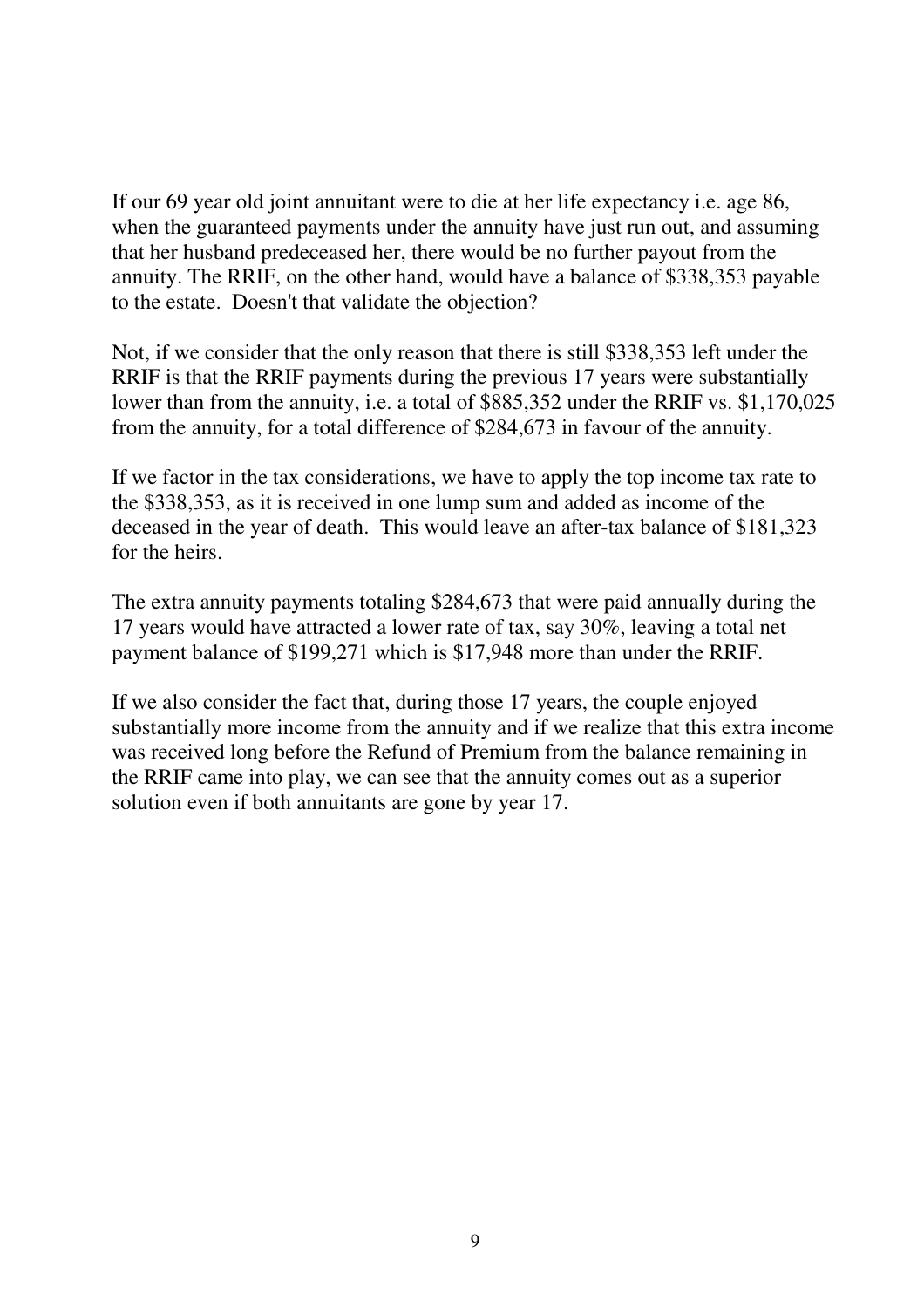If our 69 year old joint annuitant were to die at her life expectancy i.e. age 86, when the guaranteed payments under the annuity have just run out, and assuming that her husband predeceased her, there would be no further payout from the annuity. The RRIF, on the other hand, would have a balance of $338,353 payable to the estate. Doesn't that validate the objection?

Not, if we consider that the only reason that there is still $338,353 left under the RRIF is that the RRIF payments during the previous 17 years were substantially lower than from the annuity, i.e. a total of $885,352 under the RRIF vs. $1,170,025 from the annuity, for a total difference of $284,673 in favour of the annuity.

If we factor in the tax considerations, we have to apply the top income tax rate to the $338,353, as it is received in one lump sum and added as income of the deceased in the year of death. This would leave an after-tax balance of $181,323 for the heirs.

The extra annuity payments totaling $284,673 that were paid annually during the 17 years would have attracted a lower rate of tax, say 30%, leaving a total net payment balance of $199,271 which is $17,948 more than under the RRIF.

If we also consider the fact that, during those 17 years, the couple enjoyed substantially more income from the annuity and if we realize that this extra income was received long before the Refund of Premium from the balance remaining in the RRIF came into play, we can see that the annuity comes out as a superior solution even if both annuitants are gone by year 17.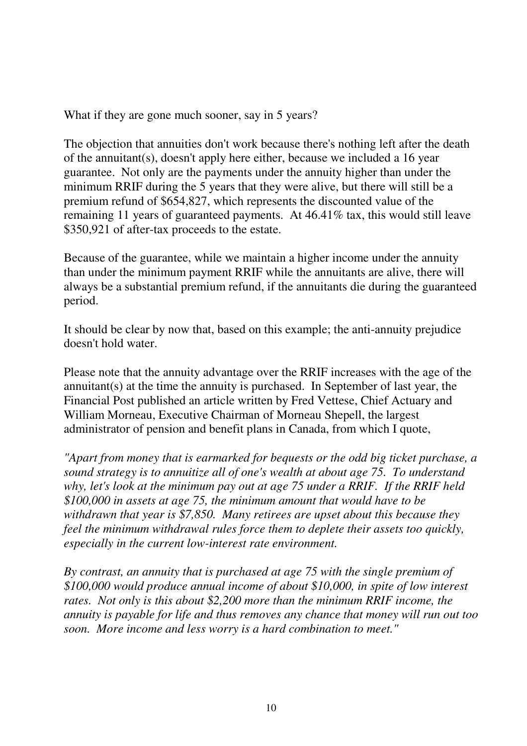What if they are gone much sooner, say in 5 years?

The objection that annuities don't work because there's nothing left after the death of the annuitant(s), doesn't apply here either, because we included a 16 year guarantee. Not only are the payments under the annuity higher than under the minimum RRIF during the 5 years that they were alive, but there will still be a premium refund of $654,827, which represents the discounted value of the remaining 11 years of guaranteed payments. At 46.41% tax, this would still leave $350,921 of after-tax proceeds to the estate.

Because of the guarantee, while we maintain a higher income under the annuity than under the minimum payment RRIF while the annuitants are alive, there will always be a substantial premium refund, if the annuitants die during the guaranteed period.

It should be clear by now that, based on this example; the anti-annuity prejudice doesn't hold water.

Please note that the annuity advantage over the RRIF increases with the age of the annuitant(s) at the time the annuity is purchased. In September of last year, the Financial Post published an article written by Fred Vettese, Chief Actuary and William Morneau, Executive Chairman of Morneau Shepell, the largest administrator of pension and benefit plans in Canada, from which I quote,

*"Apart from money that is earmarked for bequests or the odd big ticket purchase, a sound strategy is to annuitize all of one's wealth at about age 75. To understand why, let's look at the minimum pay out at age 75 under a RRIF. If the RRIF held $100,000 in assets at age 75, the minimum amount that would have to be withdrawn that year is $7,850. Many retirees are upset about this because they feel the minimum withdrawal rules force them to deplete their assets too quickly, especially in the current low-interest rate environment.*

*By contrast, an annuity that is purchased at age 75 with the single premium of $100,000 would produce annual income of about $10,000, in spite of low interest rates. Not only is this about $2,200 more than the minimum RRIF income, the annuity is payable for life and thus removes any chance that money will run out too soon. More income and less worry is a hard combination to meet."*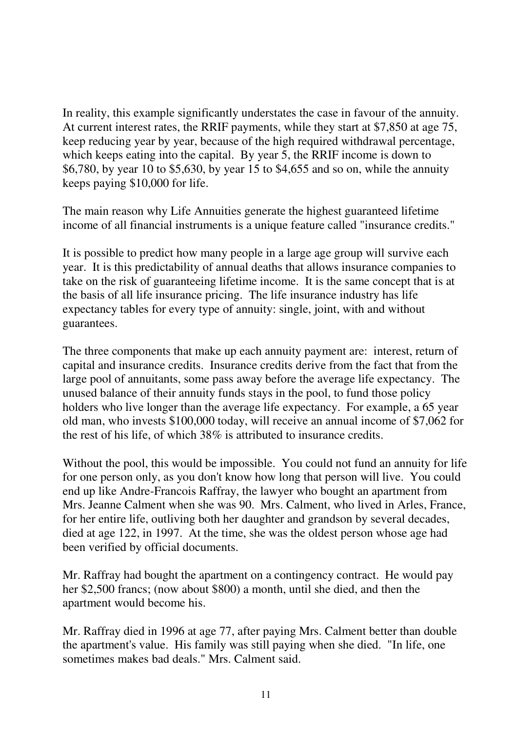In reality, this example significantly understates the case in favour of the annuity. At current interest rates, the RRIF payments, while they start at $7,850 at age 75, keep reducing year by year, because of the high required withdrawal percentage, which keeps eating into the capital. By year 5, the RRIF income is down to $6,780, by year 10 to $5,630, by year 15 to $4,655 and so on, while the annuity keeps paying $10,000 for life.

The main reason why Life Annuities generate the highest guaranteed lifetime income of all financial instruments is a unique feature called "insurance credits."

It is possible to predict how many people in a large age group will survive each year. It is this predictability of annual deaths that allows insurance companies to take on the risk of guaranteeing lifetime income. It is the same concept that is at the basis of all life insurance pricing. The life insurance industry has life expectancy tables for every type of annuity: single, joint, with and without guarantees.

The three components that make up each annuity payment are: interest, return of capital and insurance credits. Insurance credits derive from the fact that from the large pool of annuitants, some pass away before the average life expectancy. The unused balance of their annuity funds stays in the pool, to fund those policy holders who live longer than the average life expectancy. For example, a 65 year old man, who invests $100,000 today, will receive an annual income of $7,062 for the rest of his life, of which 38% is attributed to insurance credits.

Without the pool, this would be impossible. You could not fund an annuity for life for one person only, as you don't know how long that person will live. You could end up like Andre-Francois Raffray, the lawyer who bought an apartment from Mrs. Jeanne Calment when she was 90. Mrs. Calment, who lived in Arles, France, for her entire life, outliving both her daughter and grandson by several decades, died at age 122, in 1997. At the time, she was the oldest person whose age had been verified by official documents.

Mr. Raffray had bought the apartment on a contingency contract. He would pay her $2,500 francs; (now about $800) a month, until she died, and then the apartment would become his.

Mr. Raffray died in 1996 at age 77, after paying Mrs. Calment better than double the apartment's value. His family was still paying when she died. "In life, one sometimes makes bad deals." Mrs. Calment said.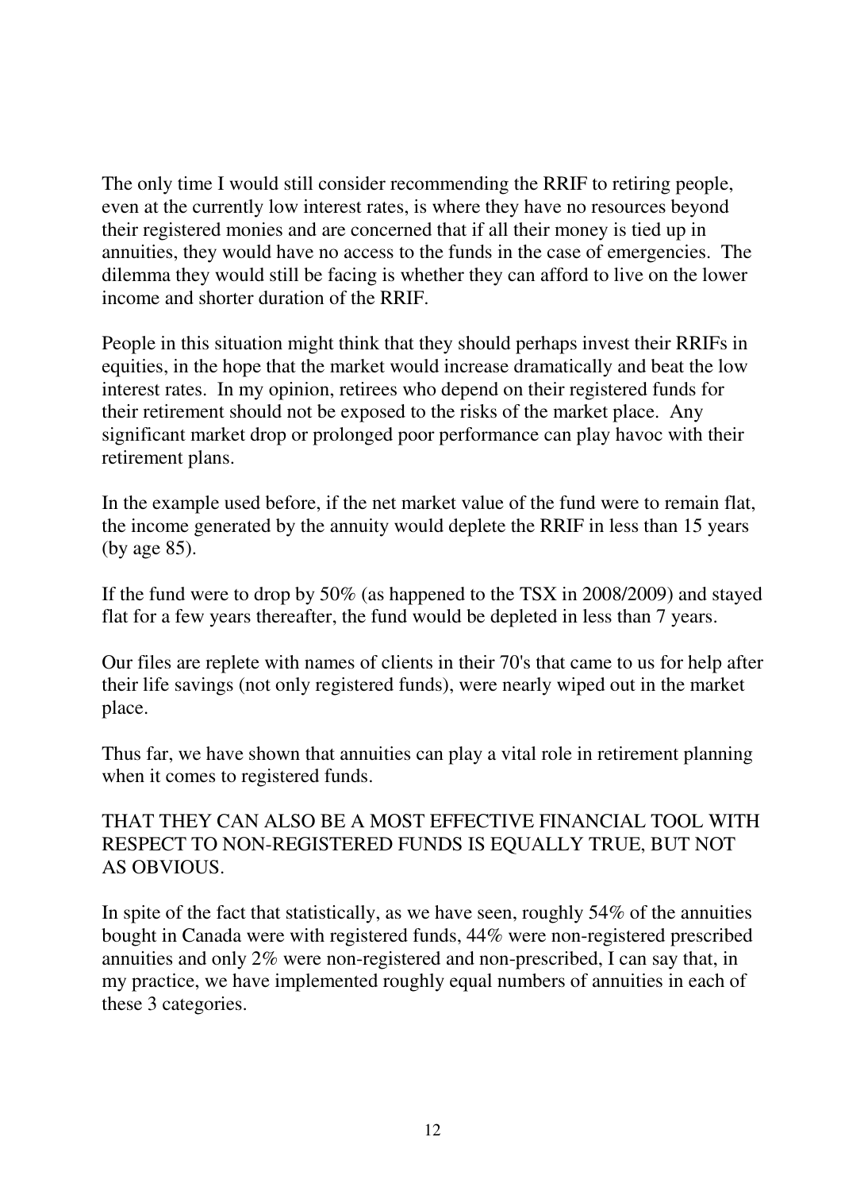The only time I would still consider recommending the RRIF to retiring people, even at the currently low interest rates, is where they have no resources beyond their registered monies and are concerned that if all their money is tied up in annuities, they would have no access to the funds in the case of emergencies. The dilemma they would still be facing is whether they can afford to live on the lower income and shorter duration of the RRIF.

People in this situation might think that they should perhaps invest their RRIFs in equities, in the hope that the market would increase dramatically and beat the low interest rates. In my opinion, retirees who depend on their registered funds for their retirement should not be exposed to the risks of the market place. Any significant market drop or prolonged poor performance can play havoc with their retirement plans.

In the example used before, if the net market value of the fund were to remain flat, the income generated by the annuity would deplete the RRIF in less than 15 years (by age 85).

If the fund were to drop by 50% (as happened to the TSX in 2008/2009) and stayed flat for a few years thereafter, the fund would be depleted in less than 7 years.

Our files are replete with names of clients in their 70's that came to us for help after their life savings (not only registered funds), were nearly wiped out in the market place.

Thus far, we have shown that annuities can play a vital role in retirement planning when it comes to registered funds.

THAT THEY CAN ALSO BE A MOST EFFECTIVE FINANCIAL TOOL WITH RESPECT TO NON-REGISTERED FUNDS IS EQUALLY TRUE, BUT NOT AS OBVIOUS.

In spite of the fact that statistically, as we have seen, roughly 54% of the annuities bought in Canada were with registered funds, 44% were non-registered prescribed annuities and only 2% were non-registered and non-prescribed, I can say that, in my practice, we have implemented roughly equal numbers of annuities in each of these 3 categories.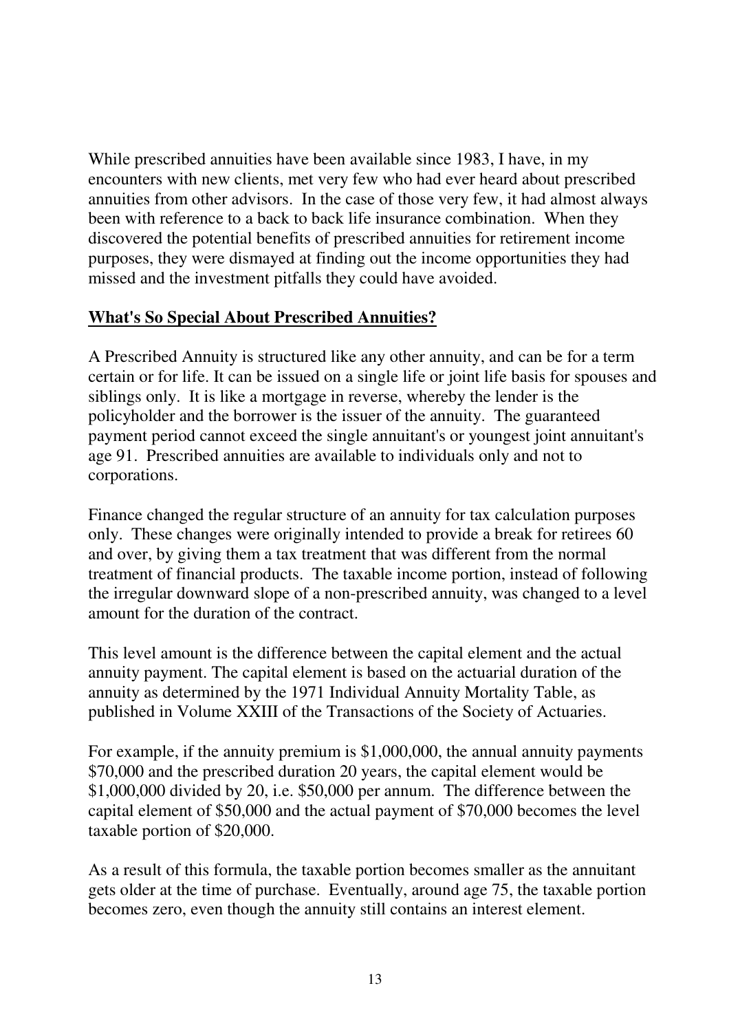While prescribed annuities have been available since 1983, I have, in my encounters with new clients, met very few who had ever heard about prescribed annuities from other advisors. In the case of those very few, it had almost always been with reference to a back to back life insurance combination. When they discovered the potential benefits of prescribed annuities for retirement income purposes, they were dismayed at finding out the income opportunities they had missed and the investment pitfalls they could have avoided.

**What's So Special About Prescribed Annuities?**

A Prescribed Annuity is structured like any other annuity, and can be for a term certain or for life. It can be issued on a single life or joint life basis for spouses and siblings only. It is like a mortgage in reverse, whereby the lender is the policyholder and the borrower is the issuer of the annuity. The guaranteed payment period cannot exceed the single annuitant's or youngest joint annuitant's age 91. Prescribed annuities are available to individuals only and not to corporations.

Finance changed the regular structure of an annuity for tax calculation purposes only. These changes were originally intended to provide a break for retirees 60 and over, by giving them a tax treatment that was different from the normal treatment of financial products. The taxable income portion, instead of following the irregular downward slope of a non-prescribed annuity, was changed to a level amount for the duration of the contract.

This level amount is the difference between the capital element and the actual annuity payment. The capital element is based on the actuarial duration of the annuity as determined by the 1971 Individual Annuity Mortality Table, as published in Volume XXIII of the Transactions of the Society of Actuaries.

For example, if the annuity premium is $1,000,000, the annual annuity payments $70,000 and the prescribed duration 20 years, the capital element would be $1,000,000 divided by 20, i.e. $50,000 per annum. The difference between the capital element of $50,000 and the actual payment of $70,000 becomes the level taxable portion of $20,000.

As a result of this formula, the taxable portion becomes smaller as the annuitant gets older at the time of purchase. Eventually, around age 75, the taxable portion becomes zero, even though the annuity still contains an interest element.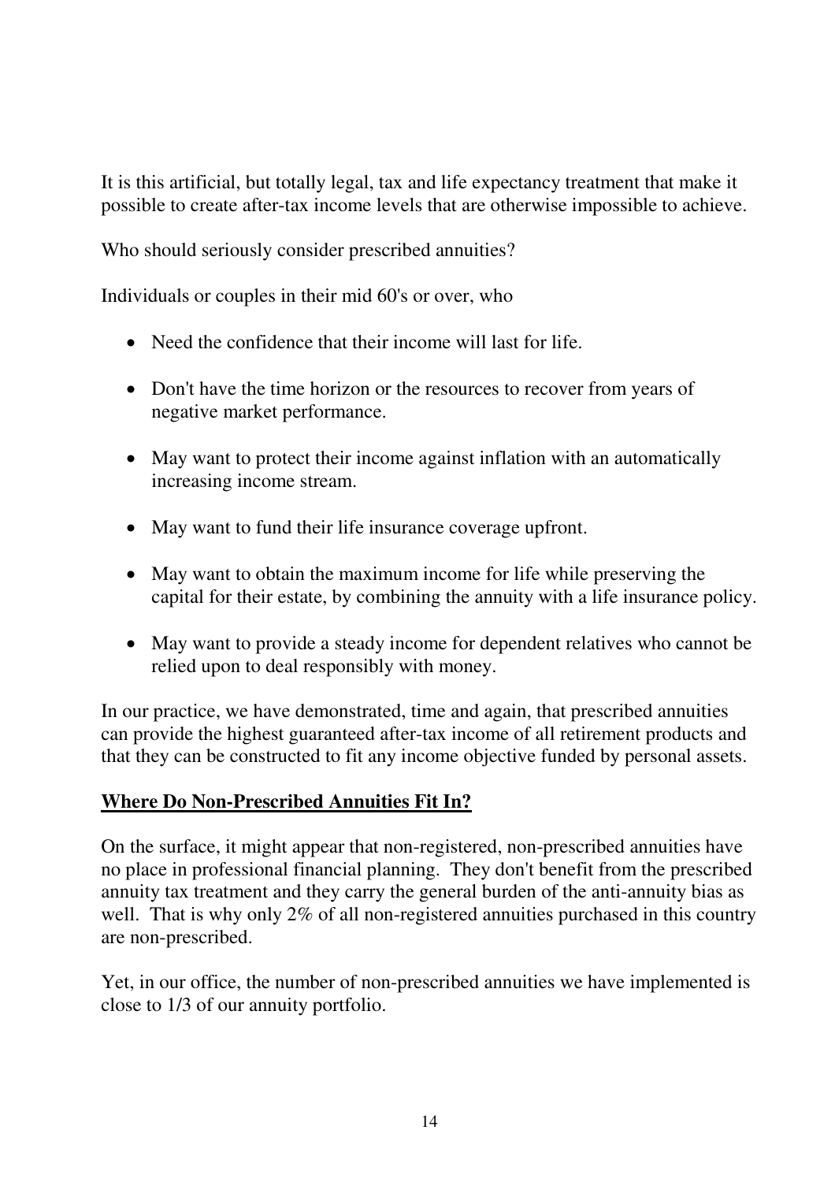It is this artificial, but totally legal, tax and life expectancy treatment that make it possible to create after-tax income levels that are otherwise impossible to achieve.

Who should seriously consider prescribed annuities?

Individuals or couples in their mid 60's or over, who

- Need the confidence that their income will last for life.
- Don't have the time horizon or the resources to recover from years of negative market performance.
- May want to protect their income against inflation with an automatically increasing income stream.
- May want to fund their life insurance coverage upfront.
- May want to obtain the maximum income for life while preserving the capital for their estate, by combining the annuity with a life insurance policy.
- May want to provide a steady income for dependent relatives who cannot be relied upon to deal responsibly with money.

In our practice, we have demonstrated, time and again, that prescribed annuities can provide the highest guaranteed after-tax income of all retirement products and that they can be constructed to fit any income objective funded by personal assets.

## Where Do Non-Prescribed Annuities Fit In?

On the surface, it might appear that non-registered, non-prescribed annuities have no place in professional financial planning. They don't benefit from the prescribed annuity tax treatment and they carry the general burden of the anti-annuity bias as well. That is why only 2% of all non-registered annuities purchased in this country are non-prescribed.

Yet, in our office, the number of non-prescribed annuities we have implemented is close to 1/3 of our annuity portfolio.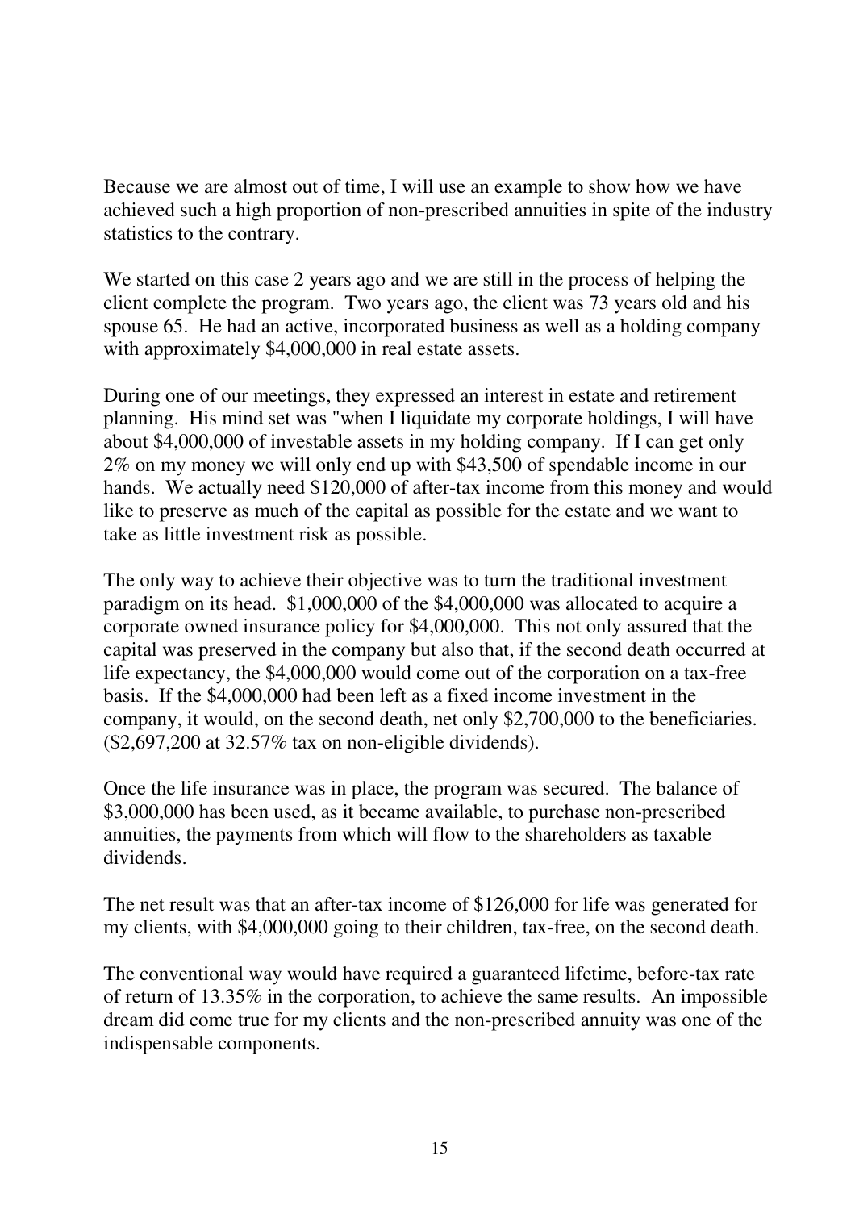Because we are almost out of time, I will use an example to show how we have achieved such a high proportion of non-prescribed annuities in spite of the industry statistics to the contrary.

We started on this case 2 years ago and we are still in the process of helping the client complete the program. Two years ago, the client was 73 years old and his spouse 65. He had an active, incorporated business as well as a holding company with approximately $4,000,000 in real estate assets.

During one of our meetings, they expressed an interest in estate and retirement planning. His mind set was "when I liquidate my corporate holdings, I will have about $4,000,000 of investable assets in my holding company. If I can get only 2% on my money we will only end up with $43,500 of spendable income in our hands. We actually need $120,000 of after-tax income from this money and would like to preserve as much of the capital as possible for the estate and we want to take as little investment risk as possible.

The only way to achieve their objective was to turn the traditional investment paradigm on its head. $1,000,000 of the $4,000,000 was allocated to acquire a corporate owned insurance policy for $4,000,000. This not only assured that the capital was preserved in the company but also that, if the second death occurred at life expectancy, the $4,000,000 would come out of the corporation on a tax-free basis. If the $4,000,000 had been left as a fixed income investment in the company, it would, on the second death, net only $2,700,000 to the beneficiaries. ($2,697,200 at 32.57% tax on non-eligible dividends).

Once the life insurance was in place, the program was secured. The balance of $3,000,000 has been used, as it became available, to purchase non-prescribed annuities, the payments from which will flow to the shareholders as taxable dividends.

The net result was that an after-tax income of $126,000 for life was generated for my clients, with $4,000,000 going to their children, tax-free, on the second death.

The conventional way would have required a guaranteed lifetime, before-tax rate of return of 13.35% in the corporation, to achieve the same results. An impossible dream did come true for my clients and the non-prescribed annuity was one of the indispensable components.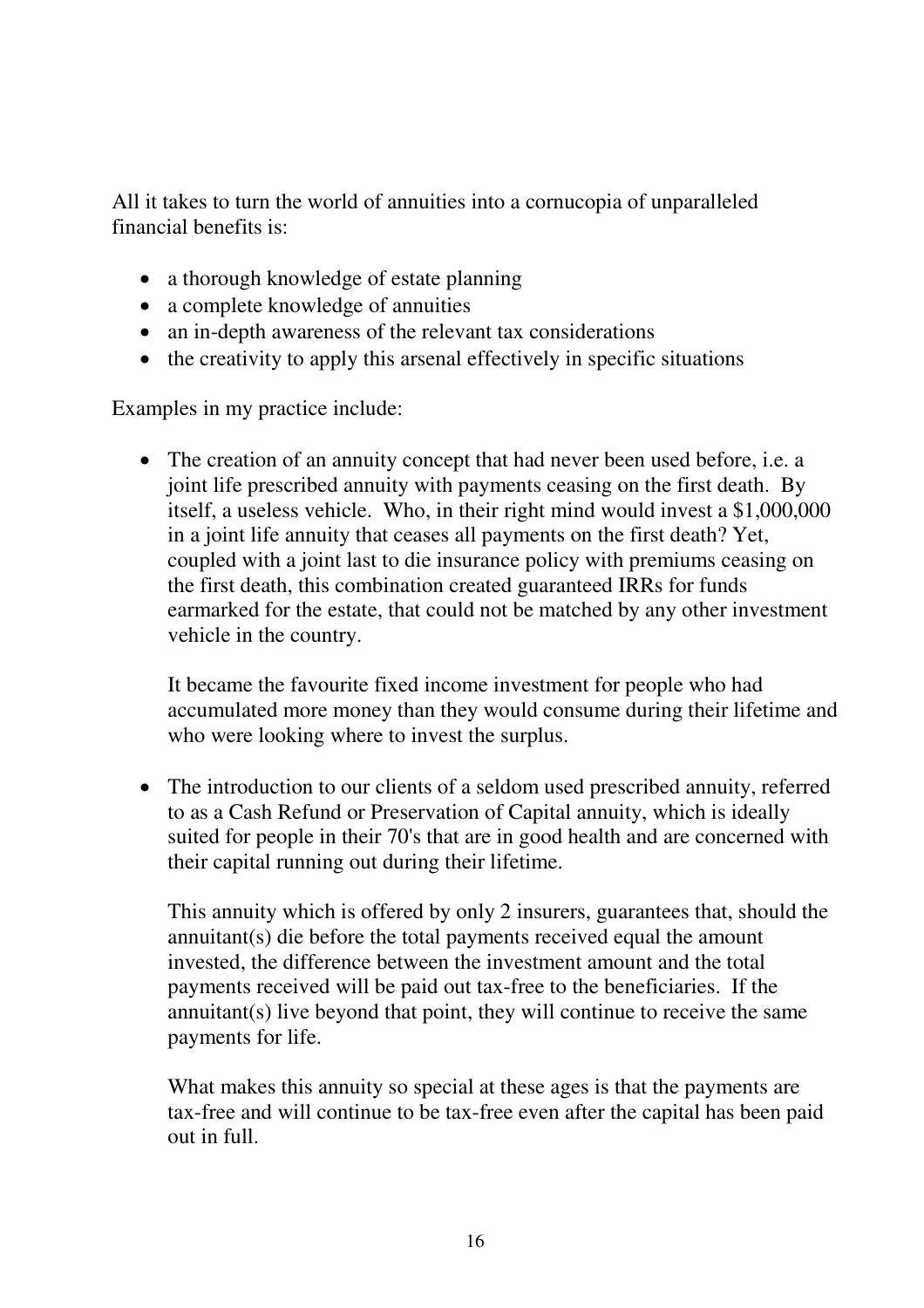All it takes to turn the world of annuities into a cornucopia of unparalleled financial benefits is:

- a thorough knowledge of estate planning
- a complete knowledge of annuities
- an in-depth awareness of the relevant tax considerations
- the creativity to apply this arsenal effectively in specific situations

Examples in my practice include:

- The creation of an annuity concept that had never been used before, i.e. a joint life prescribed annuity with payments ceasing on the first death. By itself, a useless vehicle. Who, in their right mind would invest a $1,000,000 in a joint life annuity that ceases all payments on the first death? Yet, coupled with a joint last to die insurance policy with premiums ceasing on the first death, this combination created guaranteed IRRs for funds earmarked for the estate, that could not be matched by any other investment vehicle in the country.

  It became the favourite fixed income investment for people who had accumulated more money than they would consume during their lifetime and who were looking where to invest the surplus.

- The introduction to our clients of a seldom used prescribed annuity, referred to as a Cash Refund or Preservation of Capital annuity, which is ideally suited for people in their 70's that are in good health and are concerned with their capital running out during their lifetime.

  This annuity which is offered by only 2 insurers, guarantees that, should the annuitant(s) die before the total payments received equal the amount invested, the difference between the investment amount and the total payments received will be paid out tax-free to the beneficiaries. If the annuitant(s) live beyond that point, they will continue to receive the same payments for life.

  What makes this annuity so special at these ages is that the payments are tax-free and will continue to be tax-free even after the capital has been paid out in full.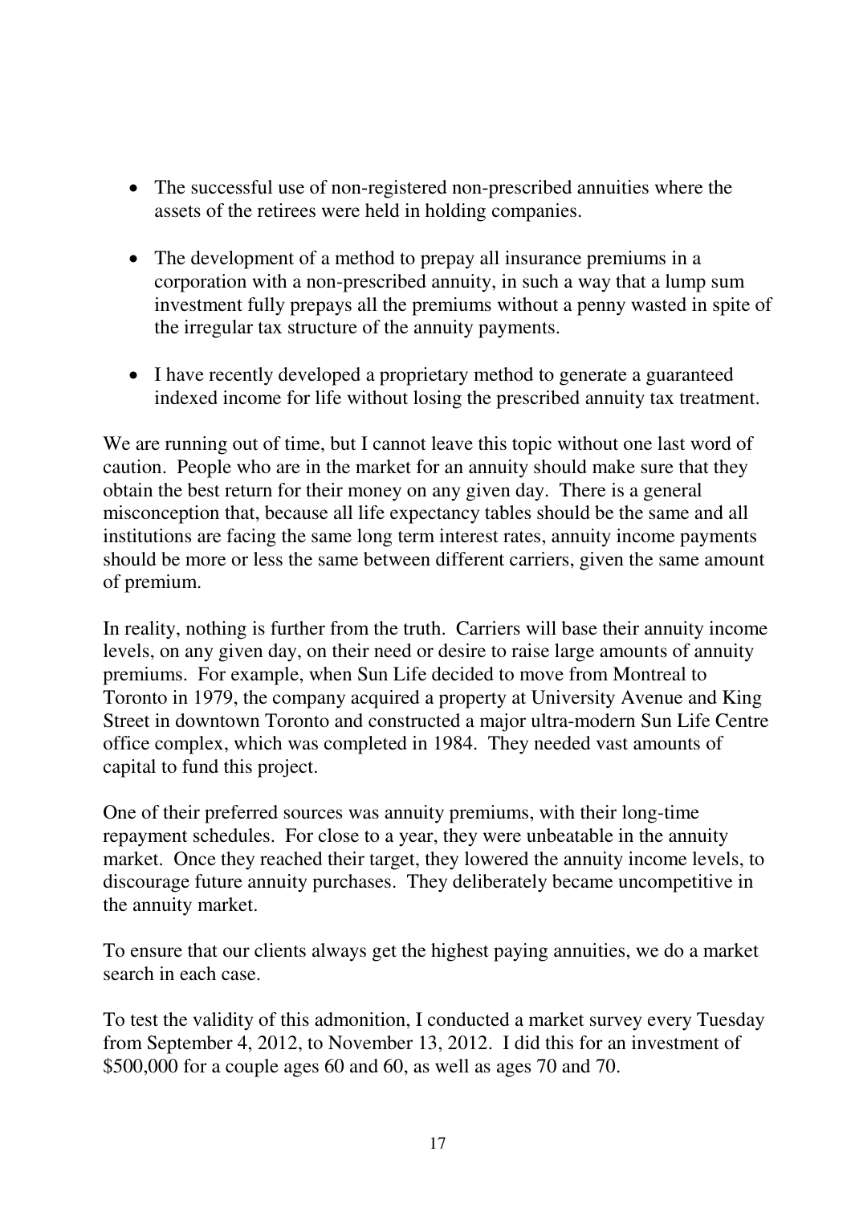- The successful use of non-registered non-prescribed annuities where the assets of the retirees were held in holding companies.

- The development of a method to prepay all insurance premiums in a corporation with a non-prescribed annuity, in such a way that a lump sum investment fully prepays all the premiums without a penny wasted in spite of the irregular tax structure of the annuity payments.

- I have recently developed a proprietary method to generate a guaranteed indexed income for life without losing the prescribed annuity tax treatment.

We are running out of time, but I cannot leave this topic without one last word of caution. People who are in the market for an annuity should make sure that they obtain the best return for their money on any given day. There is a general misconception that, because all life expectancy tables should be the same and all institutions are facing the same long term interest rates, annuity income payments should be more or less the same between different carriers, given the same amount of premium.

In reality, nothing is further from the truth. Carriers will base their annuity income levels, on any given day, on their need or desire to raise large amounts of annuity premiums. For example, when Sun Life decided to move from Montreal to Toronto in 1979, the company acquired a property at University Avenue and King Street in downtown Toronto and constructed a major ultra-modern Sun Life Centre office complex, which was completed in 1984. They needed vast amounts of capital to fund this project.

One of their preferred sources was annuity premiums, with their long-time repayment schedules. For close to a year, they were unbeatable in the annuity market. Once they reached their target, they lowered the annuity income levels, to discourage future annuity purchases. They deliberately became uncompetitive in the annuity market.

To ensure that our clients always get the highest paying annuities, we do a market search in each case.

To test the validity of this admonition, I conducted a market survey every Tuesday from September 4, 2012, to November 13, 2012. I did this for an investment of \$500,000 for a couple ages 60 and 60, as well as ages 70 and 70.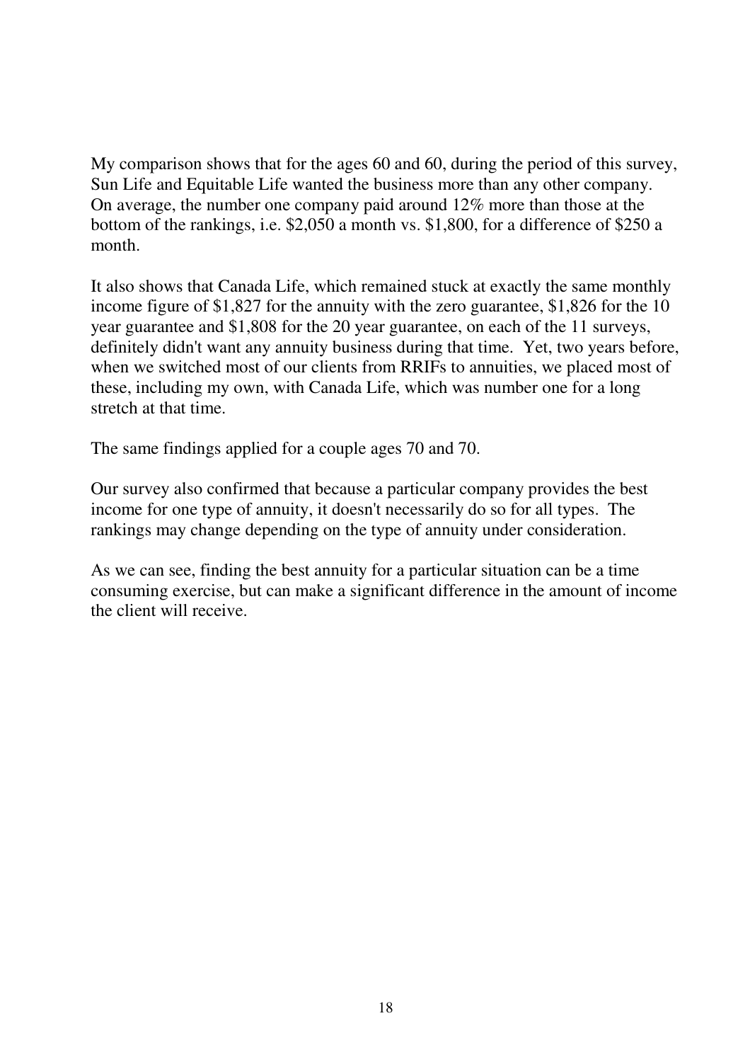My comparison shows that for the ages 60 and 60, during the period of this survey, Sun Life and Equitable Life wanted the business more than any other company. On average, the number one company paid around 12% more than those at the bottom of the rankings, i.e. $2,050 a month vs. $1,800, for a difference of $250 a month.

It also shows that Canada Life, which remained stuck at exactly the same monthly income figure of $1,827 for the annuity with the zero guarantee, $1,826 for the 10 year guarantee and $1,808 for the 20 year guarantee, on each of the 11 surveys, definitely didn't want any annuity business during that time. Yet, two years before, when we switched most of our clients from RRIFs to annuities, we placed most of these, including my own, with Canada Life, which was number one for a long stretch at that time.

The same findings applied for a couple ages 70 and 70.

Our survey also confirmed that because a particular company provides the best income for one type of annuity, it doesn't necessarily do so for all types. The rankings may change depending on the type of annuity under consideration.

As we can see, finding the best annuity for a particular situation can be a time consuming exercise, but can make a significant difference in the amount of income the client will receive.